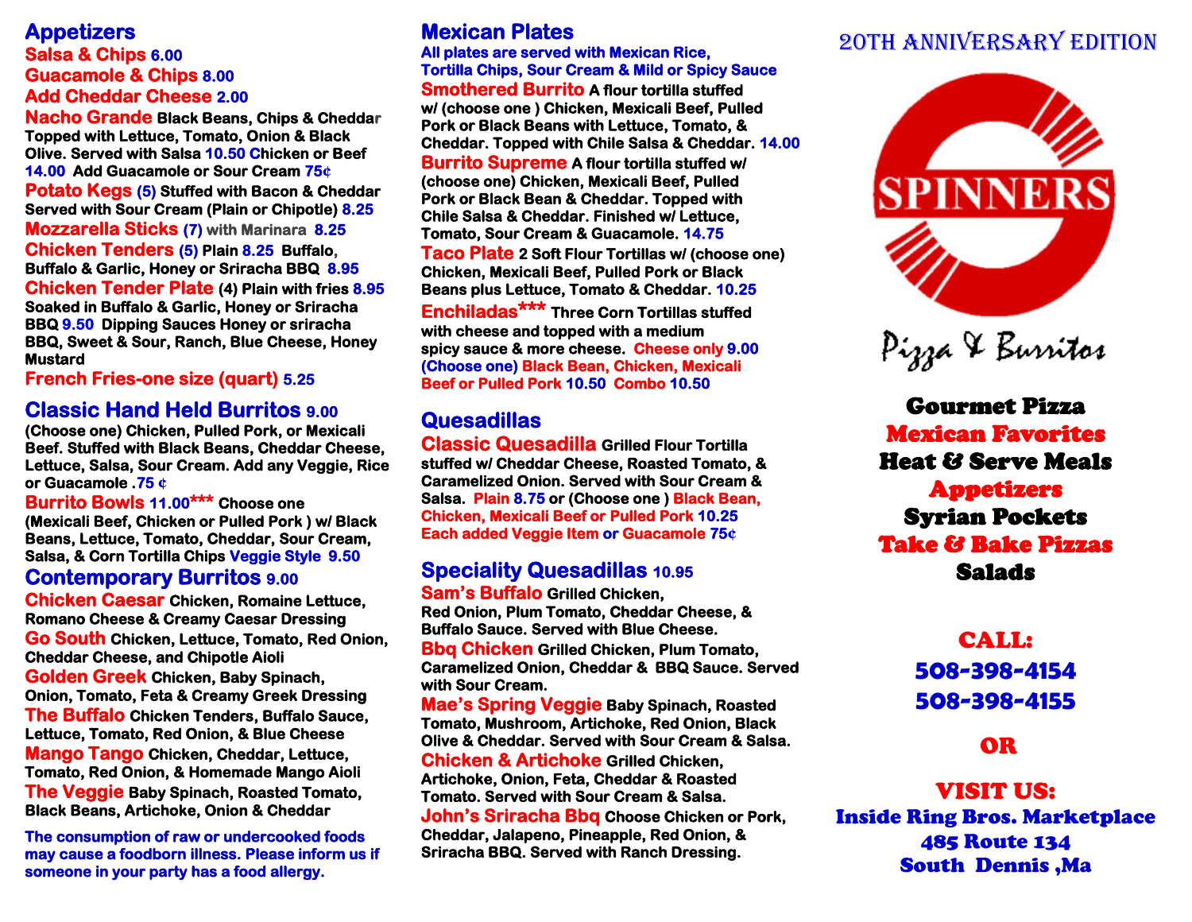## Appetizers

**Salsa & Chips** 6.00

**Guacamole & Chips** 8.00

**Add Cheddar Cheese** 2.00

**Nacho Grande** Black Beans, Chips & Cheddar Topped with Lettuce, Tomato, Onion & Black Olive. Served with Salsa 10.50 Chicken or Beef 14.00 Add Guacamole or Sour Cream 75¢

**Potato Kegs** (5) Stuffed with Bacon & Cheddar Served with Sour Cream (Plain or Chipotle) 8.25

**Mozzarella Sticks** (7) with Marinara 8.25

**Chicken Tenders** (5) Plain 8.25 Buffalo, Buffalo & Garlic, Honey or Sriracha BBQ 8.95

**Chicken Tender Plate** (4) Plain with fries 8.95 Soaked in Buffalo & Garlic, Honey or Sriracha BBQ 9.50 Dipping Sauces Honey or sriracha BBQ, Sweet & Sour, Ranch, Blue Cheese, Honey Mustard

**French Fries-one size (quart)** 5.25

## Classic Hand Held Burritos 9.00

(Choose one) Chicken, Pulled Pork, or Mexicali Beef. Stuffed with Black Beans, Cheddar Cheese, Lettuce, Salsa, Sour Cream. Add any Veggie, Rice or Guacamole .75 ¢

**Burrito Bowls** 11.00*** Choose one (Mexicali Beef, Chicken or Pulled Pork ) w/ Black Beans, Lettuce, Tomato, Cheddar, Sour Cream, Salsa, & Corn Tortilla Chips Veggie Style 9.50

## Contemporary Burritos 9.00

**Chicken Caesar** Chicken, Romaine Lettuce, Romano Cheese & Creamy Caesar Dressing

**Go South** Chicken, Lettuce, Tomato, Red Onion, Cheddar Cheese, and Chipotle Aioli

**Golden Greek** Chicken, Baby Spinach, Onion, Tomato, Feta & Creamy Greek Dressing

**The Buffalo** Chicken Tenders, Buffalo Sauce, Lettuce, Tomato, Red Onion, & Blue Cheese

**Mango Tango** Chicken, Cheddar, Lettuce, Tomato, Red Onion, & Homemade Mango Aioli

**The Veggie** Baby Spinach, Roasted Tomato, Black Beans, Artichoke, Onion & Cheddar

The consumption of raw or undercooked foods may cause a foodborn illness. Please inform us if someone in your party has a food allergy.

## Mexican Plates

**All plates are served with Mexican Rice, Tortilla Chips, Sour Cream & Mild or Spicy Sauce**

**Smothered Burrito** A flour tortilla stuffed w/ (choose one ) Chicken, Mexicali Beef, Pulled Pork or Black Beans with Lettuce, Tomato, & Cheddar. Topped with Chile Salsa & Cheddar. 14.00

**Burrito Supreme** A flour tortilla stuffed w/ (choose one) Chicken, Mexicali Beef, Pulled Pork or Black Bean & Cheddar. Topped with Chile Salsa & Cheddar. Finished w/ Lettuce, Tomato, Sour Cream & Guacamole. 14.75

**Taco Plate** 2 Soft Flour Tortillas w/ (choose one) Chicken, Mexicali Beef, Pulled Pork or Black Beans plus Lettuce, Tomato & Cheddar. 10.25

**Enchiladas***** Three Corn Tortillas stuffed with cheese and topped with a medium spicy sauce & more cheese. Cheese only 9.00 (Choose one) Black Bean, Chicken, Mexicali Beef or Pulled Pork 10.50 Combo 10.50

## Quesadillas

**Classic Quesadilla** Grilled Flour Tortilla stuffed w/ Cheddar Cheese, Roasted Tomato, & Caramelized Onion. Served with Sour Cream & Salsa. Plain 8.75 or (Choose one ) Black Bean, Chicken, Mexicali Beef or Pulled Pork 10.25 Each added Veggie Item or Guacamole 75¢

## Speciality Quesadillas 10.95

**Sam's Buffalo** Grilled Chicken, Red Onion, Plum Tomato, Cheddar Cheese, & Buffalo Sauce. Served with Blue Cheese.

**Bbq Chicken** Grilled Chicken, Plum Tomato, Caramelized Onion, Cheddar & BBQ Sauce. Served with Sour Cream.

**Mae's Spring Veggie** Baby Spinach, Roasted Tomato, Mushroom, Artichoke, Red Onion, Black Olive & Cheddar. Served with Sour Cream & Salsa.

**Chicken & Artichoke** Grilled Chicken, Artichoke, Onion, Feta, Cheddar & Roasted Tomato. Served with Sour Cream & Salsa.

**John's Sriracha Bbq** Choose Chicken or Pork, Cheddar, Jalapeno, Pineapple, Red Onion, & Sriracha BBQ. Served with Ranch Dressing.

20TH ANNIVERSARY EDITION

# SPINNERS

Pizza & Burritos

**Gourmet Pizza**
**Mexican Favorites**
**Heat & Serve Meals**
**Appetizers**
**Syrian Pockets**
**Take & Bake Pizzas**
**Salads**

**CALL:**
**508-398-4154**
**508-398-4155**

**OR**

**VISIT US:**
**Inside Ring Bros. Marketplace**
**485 Route 134**
**South Dennis ,Ma**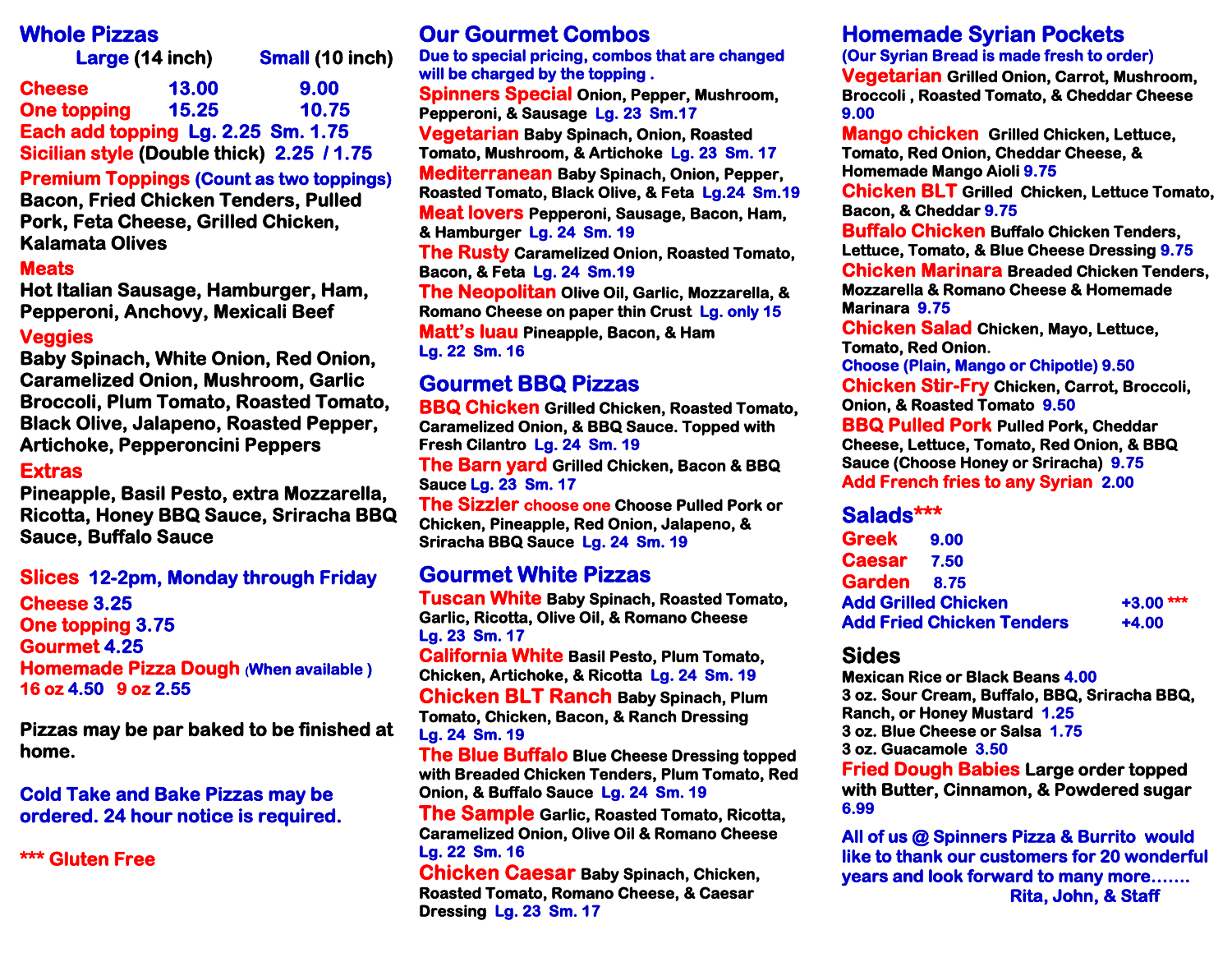## Whole Pizzas

| | Large (14 inch) | Small (10 inch) |
|---|---|---|
| Cheese | 13.00 | 9.00 |
| One topping | 15.25 | 10.75 |

**Each add topping** Lg. 2.25 Sm. 1.75

**Sicilian style** (Double thick) 2.25 / 1.75

**Premium Toppings** (Count as two toppings)

Bacon, Fried Chicken Tenders, Pulled Pork, Feta Cheese, Grilled Chicken, Kalamata Olives

**Meats**

Hot Italian Sausage, Hamburger, Ham, Pepperoni, Anchovy, Mexicali Beef

**Veggies**

Baby Spinach, White Onion, Red Onion, Caramelized Onion, Mushroom, Garlic Broccoli, Plum Tomato, Roasted Tomato, Black Olive, Jalapeno, Roasted Pepper, Artichoke, Pepperoncini Peppers

**Extras**

Pineapple, Basil Pesto, extra Mozzarella, Ricotta, Honey BBQ Sauce, Sriracha BBQ Sauce, Buffalo Sauce

## Slices 12-2pm, Monday through Friday

**Cheese** 3.25

**One topping** 3.75

**Gourmet** 4.25

**Homemade Pizza Dough** (When available)
16 oz 4.50 9 oz 2.55

**Pizzas may be par baked to be finished at home.**

**Cold Take and Bake Pizzas may be ordered. 24 hour notice is required.**

*** Gluten Free

## Our Gourmet Combos

Due to special pricing, combos that are changed will be charged by the topping .

**Spinners Special** Onion, Pepper, Mushroom, Pepperoni, & Sausage Lg. 23 Sm.17

**Vegetarian** Baby Spinach, Onion, Roasted Tomato, Mushroom, & Artichoke Lg. 23 Sm. 17

**Mediterranean** Baby Spinach, Onion, Pepper, Roasted Tomato, Black Olive, & Feta Lg.24 Sm.19

**Meat lovers** Pepperoni, Sausage, Bacon, Ham, & Hamburger Lg. 24 Sm. 19

**The Rusty** Caramelized Onion, Roasted Tomato, Bacon, & Feta Lg. 24 Sm.19

**The Neopolitan** Olive Oil, Garlic, Mozzarella, & Romano Cheese on paper thin Crust Lg. only 15

**Matt's luau** Pineapple, Bacon, & Ham Lg. 22 Sm. 16

## Gourmet BBQ Pizzas

**BBQ Chicken** Grilled Chicken, Roasted Tomato, Caramelized Onion, & BBQ Sauce. Topped with Fresh Cilantro Lg. 24 Sm. 19

**The Barn yard** Grilled Chicken, Bacon & BBQ Sauce Lg. 23 Sm. 17

**The Sizzler** choose one Choose Pulled Pork or Chicken, Pineapple, Red Onion, Jalapeno, & Sriracha BBQ Sauce Lg. 24 Sm. 19

## Gourmet White Pizzas

**Tuscan White** Baby Spinach, Roasted Tomato, Garlic, Ricotta, Olive Oil, & Romano Cheese Lg. 23 Sm. 17

**California White** Basil Pesto, Plum Tomato, Chicken, Artichoke, & Ricotta Lg. 24 Sm. 19

**Chicken BLT Ranch** Baby Spinach, Plum Tomato, Chicken, Bacon, & Ranch Dressing Lg. 24 Sm. 19

**The Blue Buffalo** Blue Cheese Dressing topped with Breaded Chicken Tenders, Plum Tomato, Red Onion, & Buffalo Sauce Lg. 24 Sm. 19

**The Sample** Garlic, Roasted Tomato, Ricotta, Caramelized Onion, Olive Oil & Romano Cheese Lg. 22 Sm. 16

**Chicken Caesar** Baby Spinach, Chicken, Roasted Tomato, Romano Cheese, & Caesar Dressing Lg. 23 Sm. 17

## Homemade Syrian Pockets

(Our Syrian Bread is made fresh to order)

**Vegetarian** Grilled Onion, Carrot, Mushroom, Broccoli , Roasted Tomato, & Cheddar Cheese 9.00

**Mango chicken** Grilled Chicken, Lettuce, Tomato, Red Onion, Cheddar Cheese, & Homemade Mango Aioli 9.75

**Chicken BLT** Grilled Chicken, Lettuce Tomato, Bacon, & Cheddar 9.75

**Buffalo Chicken** Buffalo Chicken Tenders, Lettuce, Tomato, & Blue Cheese Dressing 9.75

**Chicken Marinara** Breaded Chicken Tenders, Mozzarella & Romano Cheese & Homemade Marinara 9.75

**Chicken Salad** Chicken, Mayo, Lettuce, Tomato, Red Onion.
Choose (Plain, Mango or Chipotle) 9.50

**Chicken Stir-Fry** Chicken, Carrot, Broccoli, Onion, & Roasted Tomato 9.50

**BBQ Pulled Pork** Pulled Pork, Cheddar Cheese, Lettuce, Tomato, Red Onion, & BBQ Sauce (Choose Honey or Sriracha) 9.75

**Add French fries to any Syrian** 2.00

## Salads***

| | |
|---|---|
| Greek | 9.00 |
| Caesar | 7.50 |
| Garden | 8.75 |
| Add Grilled Chicken | +3.00 *** |
| Add Fried Chicken Tenders | +4.00 |

## Sides

Mexican Rice or Black Beans 4.00

3 oz. Sour Cream, Buffalo, BBQ, Sriracha BBQ, Ranch, or Honey Mustard 1.25

3 oz. Blue Cheese or Salsa 1.75

3 oz. Guacamole 3.50

**Fried Dough Babies** Large order topped with Butter, Cinnamon, & Powdered sugar 6.99

All of us @ Spinners Pizza & Burrito would like to thank our customers for 20 wonderful years and look forward to many more.......

Rita, John, & Staff